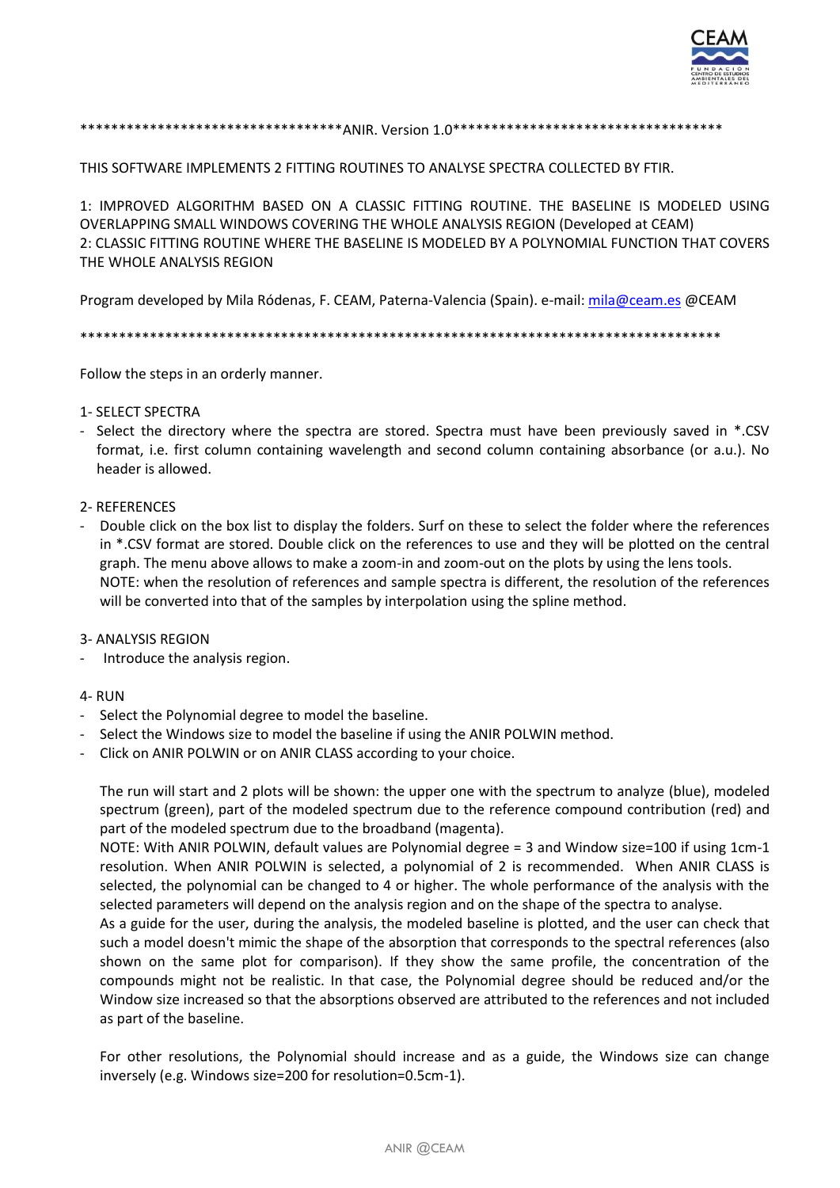**********************************ANIR. Version 1.0***********************************

THIS SOFTWARE IMPLEMENTS 2 FITTING ROUTINES TO ANALYSE SPECTRA COLLECTED BY FTIR.

1: IMPROVED ALGORITHM BASED ON A CLASSIC FITTING ROUTINE. THE BASELINE IS MODELED USING OVERLAPPING SMALL WINDOWS COVERING THE WHOLE ANALYSIS REGION (Developed at CEAM)
2: CLASSIC FITTING ROUTINE WHERE THE BASELINE IS MODELED BY A POLYNOMIAL FUNCTION THAT COVERS THE WHOLE ANALYSIS REGION

Program developed by Mila Ródenas, F. CEAM, Paterna-Valencia (Spain). e-mail: mila@ceam.es @CEAM

*************************************************************************************

Follow the steps in an orderly manner.

1- SELECT SPECTRA

- Select the directory where the spectra are stored. Spectra must have been previously saved in *.CSV format, i.e. first column containing wavelength and second column containing absorbance (or a.u.). No header is allowed.

2- REFERENCES

- Double click on the box list to display the folders. Surf on these to select the folder where the references in *.CSV format are stored. Double click on the references to use and they will be plotted on the central graph. The menu above allows to make a zoom-in and zoom-out on the plots by using the lens tools.
  NOTE: when the resolution of references and sample spectra is different, the resolution of the references will be converted into that of the samples by interpolation using the spline method.

3- ANALYSIS REGION

- Introduce the analysis region.

4- RUN

- Select the Polynomial degree to model the baseline.
- Select the Windows size to model the baseline if using the ANIR POLWIN method.
- Click on ANIR POLWIN or on ANIR CLASS according to your choice.

  The run will start and 2 plots will be shown: the upper one with the spectrum to analyze (blue), modeled spectrum (green), part of the modeled spectrum due to the reference compound contribution (red) and part of the modeled spectrum due to the broadband (magenta).
  NOTE: With ANIR POLWIN, default values are Polynomial degree = 3 and Window size=100 if using 1cm-1 resolution. When ANIR POLWIN is selected, a polynomial of 2 is recommended. When ANIR CLASS is selected, the polynomial can be changed to 4 or higher. The whole performance of the analysis with the selected parameters will depend on the analysis region and on the shape of the spectra to analyse.
  As a guide for the user, during the analysis, the modeled baseline is plotted, and the user can check that such a model doesn't mimic the shape of the absorption that corresponds to the spectral references (also shown on the same plot for comparison). If they show the same profile, the concentration of the compounds might not be realistic. In that case, the Polynomial degree should be reduced and/or the Window size increased so that the absorptions observed are attributed to the references and not included as part of the baseline.

  For other resolutions, the Polynomial should increase and as a guide, the Windows size can change inversely (e.g. Windows size=200 for resolution=0.5cm-1).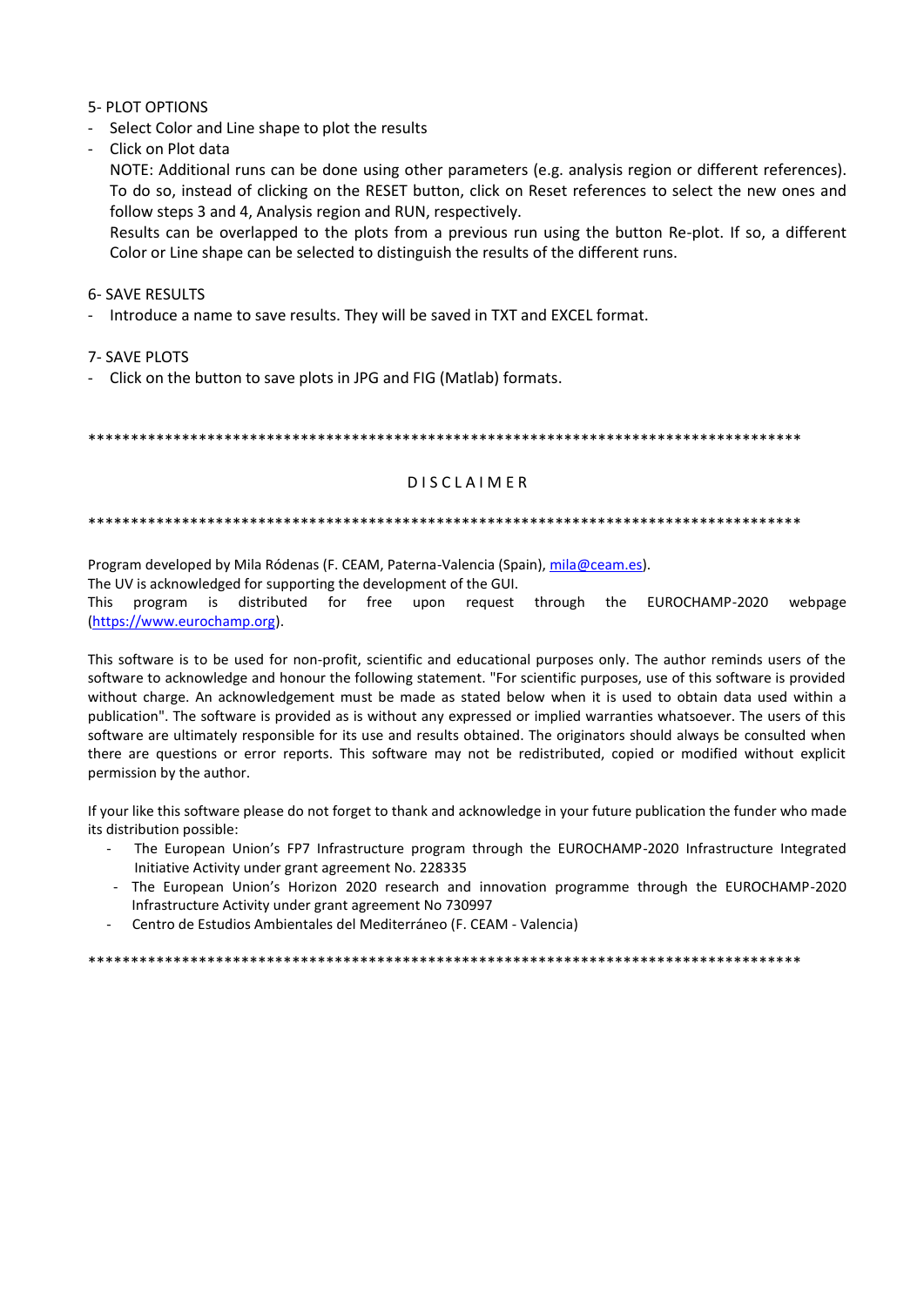5- PLOT OPTIONS

- Select Color and Line shape to plot the results
- Click on Plot data

  NOTE: Additional runs can be done using other parameters (e.g. analysis region or different references). To do so, instead of clicking on the RESET button, click on Reset references to select the new ones and follow steps 3 and 4, Analysis region and RUN, respectively.

  Results can be overlapped to the plots from a previous run using the button Re-plot. If so, a different Color or Line shape can be selected to distinguish the results of the different runs.

6- SAVE RESULTS

- Introduce a name to save results. They will be saved in TXT and EXCEL format.

7- SAVE PLOTS

- Click on the button to save plots in JPG and FIG (Matlab) formats.

***************************************************************************************

D I S C L A I M E R

***************************************************************************************

Program developed by Mila Ródenas (F. CEAM, Paterna-Valencia (Spain), mila@ceam.es).
The UV is acknowledged for supporting the development of the GUI.
This program is distributed for free upon request through the EUROCHAMP-2020 webpage (https://www.eurochamp.org).

This software is to be used for non-profit, scientific and educational purposes only. The author reminds users of the software to acknowledge and honour the following statement. "For scientific purposes, use of this software is provided without charge. An acknowledgement must be made as stated below when it is used to obtain data used within a publication". The software is provided as is without any expressed or implied warranties whatsoever. The users of this software are ultimately responsible for its use and results obtained. The originators should always be consulted when there are questions or error reports. This software may not be redistributed, copied or modified without explicit permission by the author.

If your like this software please do not forget to thank and acknowledge in your future publication the funder who made its distribution possible:

- The European Union's FP7 Infrastructure program through the EUROCHAMP-2020 Infrastructure Integrated Initiative Activity under grant agreement No. 228335
- The European Union's Horizon 2020 research and innovation programme through the EUROCHAMP-2020 Infrastructure Activity under grant agreement No 730997
- Centro de Estudios Ambientales del Mediterráneo (F. CEAM - Valencia)

***************************************************************************************